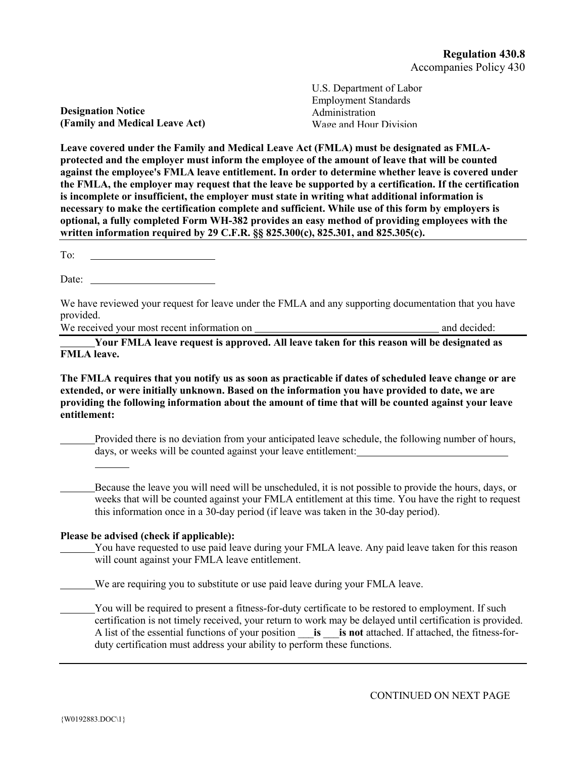**Regulation 430.8**
Accompanies Policy 430

**Designation Notice**
**(Family and Medical Leave Act)**

U.S. Department of Labor
Employment Standards Administration
Wage and Hour Division

**Leave covered under the Family and Medical Leave Act (FMLA) must be designated as FMLA-protected and the employer must inform the employee of the amount of leave that will be counted against the employee's FMLA leave entitlement. In order to determine whether leave is covered under the FMLA, the employer may request that the leave be supported by a certification. If the certification is incomplete or insufficient, the employer must state in writing what additional information is necessary to make the certification complete and sufficient. While use of this form by employers is optional, a fully completed Form WH-382 provides an easy method of providing employees with the written information required by 29 C.F.R. §§ 825.300(c), 825.301, and 825.305(c).**

To: ________________________

Date: ________________________

We have reviewed your request for leave under the FMLA and any supporting documentation that you have provided.
We received your most recent information on ____________________________________ and decided:

_______**Your FMLA leave request is approved. All leave taken for this reason will be designated as FMLA leave.**

**The FMLA requires that you notify us as soon as practicable if dates of scheduled leave change or are extended, or were initially unknown. Based on the information you have provided to date, we are providing the following information about the amount of time that will be counted against your leave entitlement:**

_______Provided there is no deviation from your anticipated leave schedule, the following number of hours, days, or weeks will be counted against your leave entitlement:______________________________ _______

_______Because the leave you will need will be unscheduled, it is not possible to provide the hours, days, or weeks that will be counted against your FMLA entitlement at this time. You have the right to request this information once in a 30-day period (if leave was taken in the 30-day period).

**Please be advised (check if applicable):**

_______You have requested to use paid leave during your FMLA leave. Any paid leave taken for this reason will count against your FMLA leave entitlement.

_______We are requiring you to substitute or use paid leave during your FMLA leave.

_______You will be required to present a fitness-for-duty certificate to be restored to employment. If such certification is not timely received, your return to work may be delayed until certification is provided. A list of the essential functions of your position ___**is** ___**is not** attached. If attached, the fitness-for-duty certification must address your ability to perform these functions.

CONTINUED ON NEXT PAGE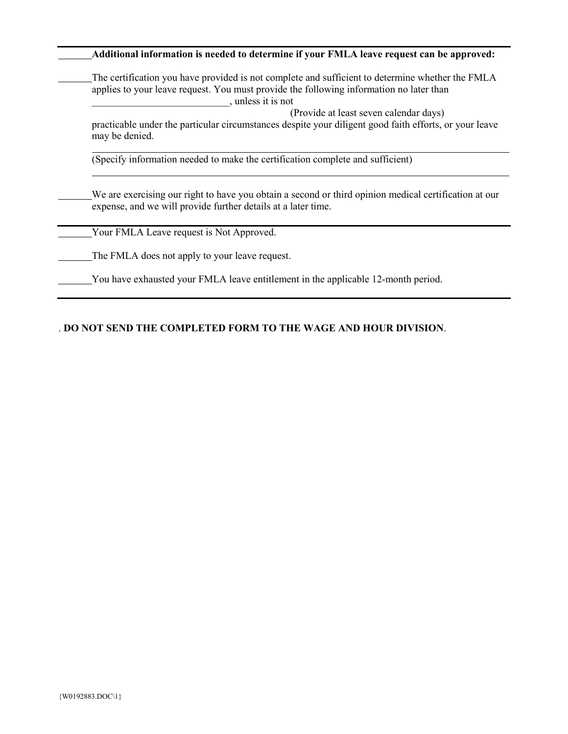_______**Additional information is needed to determine if your FMLA leave request can be approved:**

_______The certification you have provided is not complete and sufficient to determine whether the FMLA applies to your leave request. You must provide the following information no later than ___________________________, unless it is not
(Provide at least seven calendar days)
practicable under the particular circumstances despite your diligent good faith efforts, or your leave may be denied.

______________________________________________________________________________

(Specify information needed to make the certification complete and sufficient)

______________________________________________________________________________

_______We are exercising our right to have you obtain a second or third opinion medical certification at our expense, and we will provide further details at a later time.

---

_______Your FMLA Leave request is Not Approved.

_______The FMLA does not apply to your leave request.

_______You have exhausted your FMLA leave entitlement in the applicable 12-month period.

---

. **DO NOT SEND THE COMPLETED FORM TO THE WAGE AND HOUR DIVISION**.

{W0192883.DOC\1}